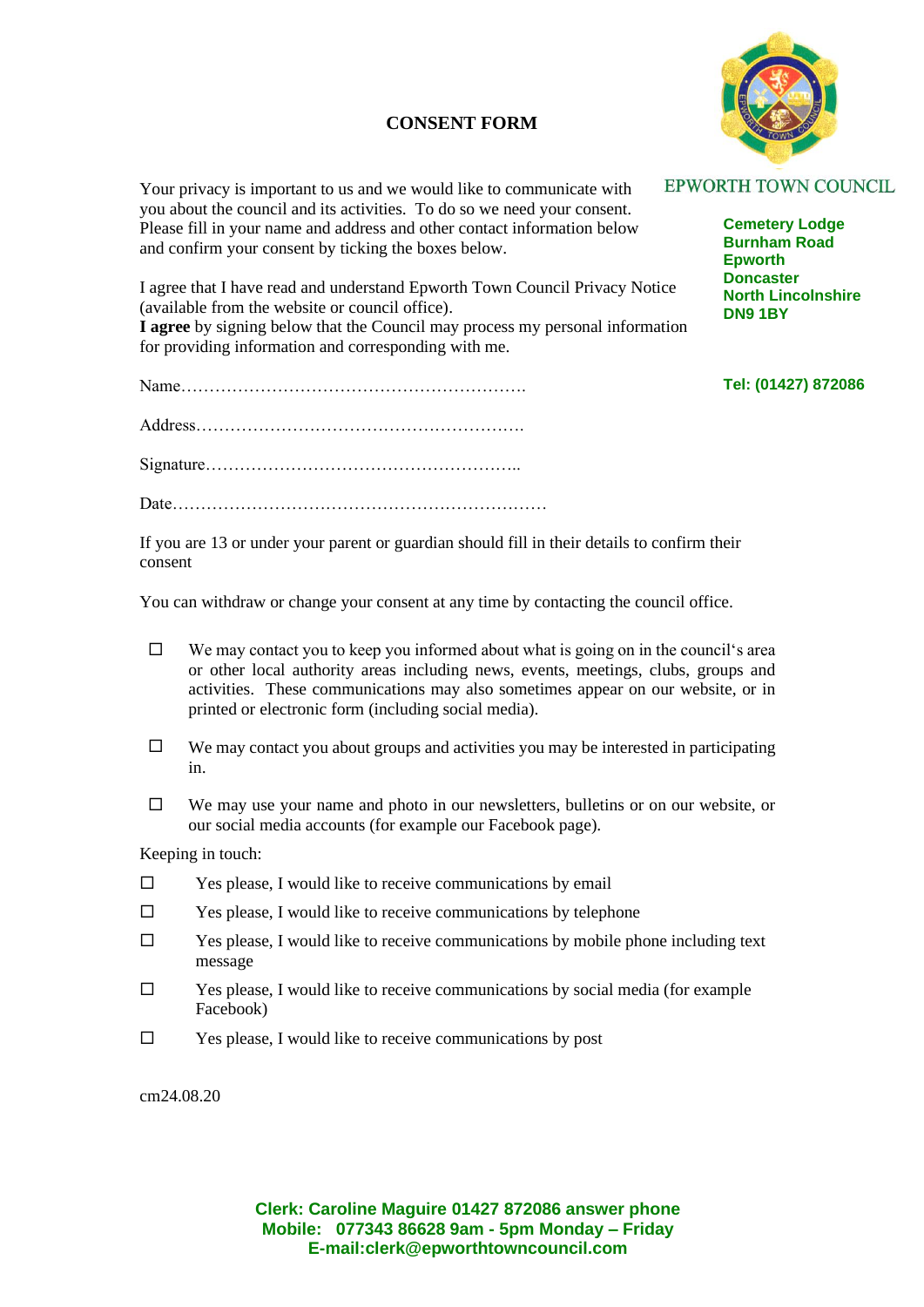# CONSENT FORM

**EPWORTH TOWN COUNCIL**

**Cemetery Lodge**
**Burnham Road**
**Epworth**
**Doncaster**
**North Lincolnshire**
**DN9 1BY**

**Tel: (01427) 872086**

Your privacy is important to us and we would like to communicate with you about the council and its activities. To do so we need your consent. Please fill in your name and address and other contact information below and confirm your consent by ticking the boxes below.

I agree that I have read and understand Epworth Town Council Privacy Notice (available from the website or council office).
**I agree** by signing below that the Council may process my personal information for providing information and corresponding with me.

Name……………………………………………………….

Address…………………………………………………….

Signature………………………………………………...

Date…………………………………………………………

If you are 13 or under your parent or guardian should fill in their details to confirm their consent

You can withdraw or change your consent at any time by contacting the council office.

- ☐ We may contact you to keep you informed about what is going on in the council's area or other local authority areas including news, events, meetings, clubs, groups and activities. These communications may also sometimes appear on our website, or in printed or electronic form (including social media).
- ☐ We may contact you about groups and activities you may be interested in participating in.
- ☐ We may use your name and photo in our newsletters, bulletins or on our website, or our social media accounts (for example our Facebook page).

Keeping in touch:

- ☐ Yes please, I would like to receive communications by email
- ☐ Yes please, I would like to receive communications by telephone
- ☐ Yes please, I would like to receive communications by mobile phone including text message
- ☐ Yes please, I would like to receive communications by social media (for example Facebook)
- ☐ Yes please, I would like to receive communications by post

cm24.08.20

**Clerk: Caroline Maguire 01427 872086 answer phone**
**Mobile: 077343 86628 9am - 5pm Monday – Friday**
**E-mail:clerk@epworthtowncouncil.com**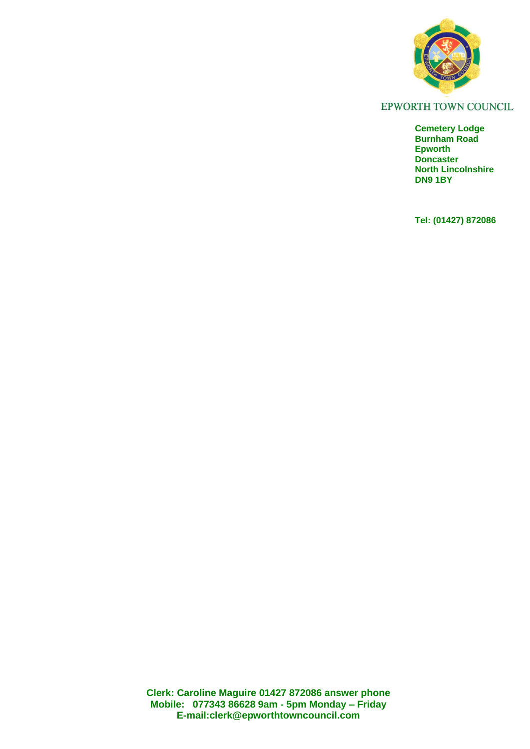EPWORTH TOWN COUNCIL

**Cemetery Lodge**
**Burnham Road**
**Epworth**
**Doncaster**
**North Lincolnshire**
**DN9 1BY**

**Tel: (01427) 872086**

**Clerk: Caroline Maguire 01427 872086 answer phone**
**Mobile: 077343 86628 9am - 5pm Monday – Friday**
**E-mail:clerk@epworthtowncouncil.com**